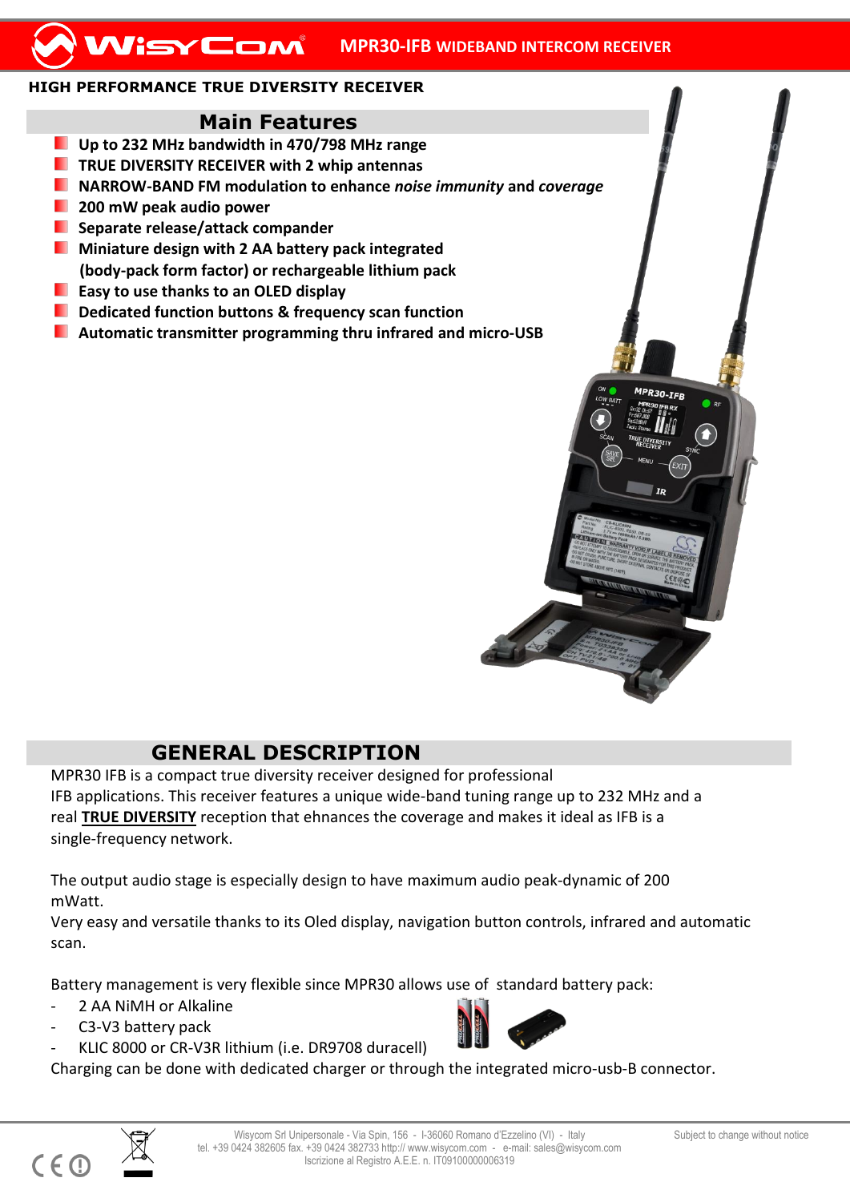# MPR30-IFB WIDEBAND INTERCOM RECEIVER

**HIGH PERFORMANCE TRUE DIVERSITY RECEIVER**

## Main Features

- **Up to 232 MHz bandwidth in 470/798 MHz range**
- **TRUE DIVERSITY RECEIVER with 2 whip antennas**
- **NARROW-BAND FM modulation to enhance *noise immunity* and *coverage***
- **200 mW peak audio power**
- **Separate release/attack compander**
- **Miniature design with 2 AA battery pack integrated (body-pack form factor) or rechargeable lithium pack**
- **Easy to use thanks to an OLED display**
- **Dedicated function buttons & frequency scan function**
- **Automatic transmitter programming thru infrared and micro-USB**

## GENERAL DESCRIPTION

MPR30 IFB is a compact true diversity receiver designed for professional IFB applications. This receiver features a unique wide-band tuning range up to 232 MHz and a real **TRUE DIVERSITY** reception that ehnances the coverage and makes it ideal as IFB is a single-frequency network.

The output audio stage is especially design to have maximum audio peak-dynamic of 200 mWatt.

Very easy and versatile thanks to its Oled display, navigation button controls, infrared and automatic scan.

Battery management is very flexible since MPR30 allows use of standard battery pack:

- 2 AA NiMH or Alkaline
- C3-V3 battery pack
- KLIC 8000 or CR-V3R lithium (i.e. DR9708 duracell)

Charging can be done with dedicated charger or through the integrated micro-usb-B connector.

Wisycom Srl Unipersonale - Via Spin, 156 - I-36060 Romano d'Ezzelino (VI) - Italy
tel. +39 0424 382605 fax. +39 0424 382733 http:// www.wisycom.com - e-mail: sales@wisycom.com
Iscrizione al Registro A.E.E. n. IT09100000006319

Subject to change without notice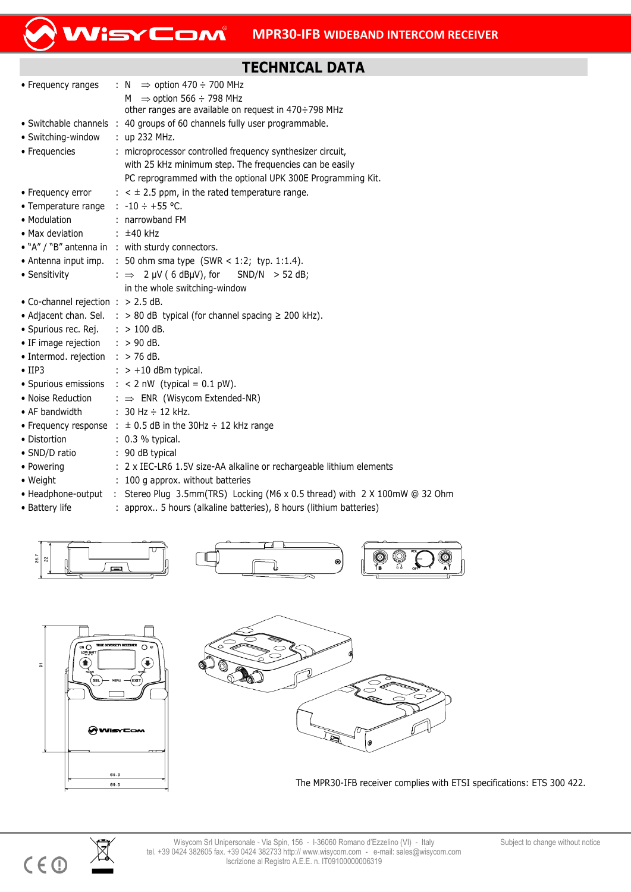# TECHNICAL DATA

| | | |
|---|---|---|
| • Frequency ranges | : | N ⇒ option 470 ÷ 700 MHz<br>M ⇒ option 566 ÷ 798 MHz<br>other ranges are available on request in 470÷798 MHz |
| • Switchable channels | : | 40 groups of 60 channels fully user programmable. |
| • Switching-window | : | up 232 MHz. |
| • Frequencies | : | microprocessor controlled frequency synthesizer circuit, with 25 kHz minimum step. The frequencies can be easily PC reprogrammed with the optional UPK 300E Programming Kit. |
| • Frequency error | : | < ± 2.5 ppm, in the rated temperature range. |
| • Temperature range | : | -10 ÷ +55 °C. |
| • Modulation | : | narrowband FM |
| • Max deviation | : | ±40 kHz |
| • "A" / "B" antenna in | : | with sturdy connectors. |
| • Antenna input imp. | : | 50 ohm sma type (SWR < 1:2; typ. 1:1.4). |
| • Sensitivity | : | ⇒ 2 µV ( 6 dBµV), for SND/N > 52 dB; in the whole switching-window |
| • Co-channel rejection | : | > 2.5 dB. |
| • Adjacent chan. Sel. | : | > 80 dB typical (for channel spacing ≥ 200 kHz). |
| • Spurious rec. Rej. | : | > 100 dB. |
| • IF image rejection | : | > 90 dB. |
| • Intermod. rejection | : | > 76 dB. |
| • IIP3 | : | > +10 dBm typical. |
| • Spurious emissions | : | < 2 nW (typical = 0.1 pW). |
| • Noise Reduction | : | ⇒ ENR (Wisycom Extended-NR) |
| • AF bandwidth | : | 30 Hz ÷ 12 kHz. |
| • Frequency response | : | ± 0.5 dB in the 30Hz ÷ 12 kHz range |
| • Distortion | : | 0.3 % typical. |
| • SND/D ratio | : | 90 dB typical |
| • Powering | : | 2 x IEC-LR6 1.5V size-AA alkaline or rechargeable lithium elements |
| • Weight | : | 100 g approx. without batteries |
| • Headphone-output | : | Stereo Plug 3.5mm(TRS) Locking (M6 x 0.5 thread) with 2 X 100mW @ 32 Ohm |
| • Battery life | : | approx.. 5 hours (alkaline batteries), 8 hours (lithium batteries) |

28.7
22
91
65.3
69.5

The MPR30-IFB receiver complies with ETSI specifications: ETS 300 422.